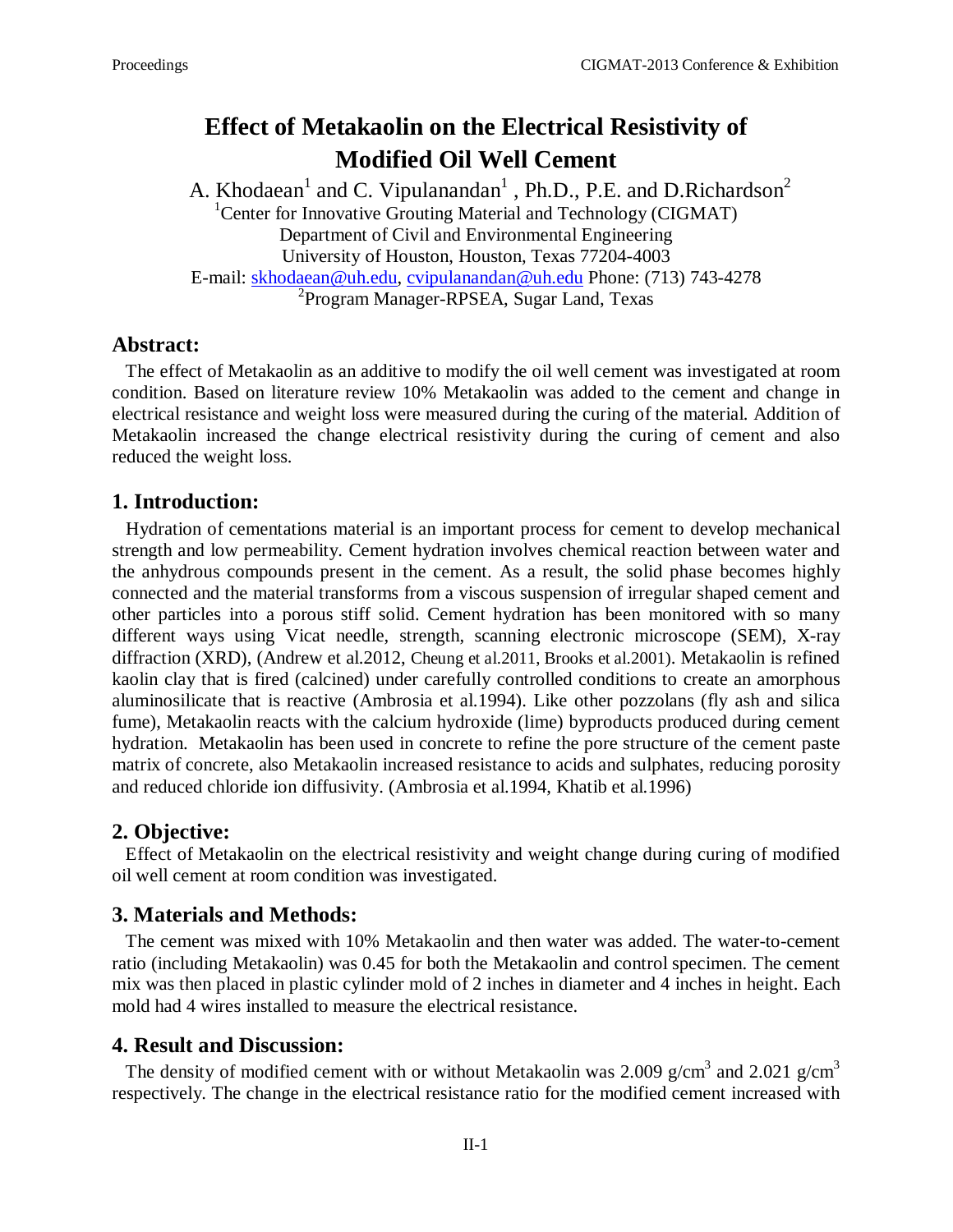# Effect of Metakaolin on the Electrical Resistivity of Modified Oil Well Cement

A. Khodaean[1] and C. Vipulanandan[1] , Ph.D., P.E. and D.Richardson[2]

[1]Center for Innovative Grouting Material and Technology (CIGMAT)
Department of Civil and Environmental Engineering
University of Houston, Houston, Texas 77204-4003
E-mail: skhodaean@uh.edu, cvipulanandan@uh.edu Phone: (713) 743-4278
[2]Program Manager-RPSEA, Sugar Land, Texas

## Abstract:

The effect of Metakaolin as an additive to modify the oil well cement was investigated at room condition. Based on literature review 10% Metakaolin was added to the cement and change in electrical resistance and weight loss were measured during the curing of the material. Addition of Metakaolin increased the change electrical resistivity during the curing of cement and also reduced the weight loss.

## 1. Introduction:

Hydration of cementations material is an important process for cement to develop mechanical strength and low permeability. Cement hydration involves chemical reaction between water and the anhydrous compounds present in the cement. As a result, the solid phase becomes highly connected and the material transforms from a viscous suspension of irregular shaped cement and other particles into a porous stiff solid. Cement hydration has been monitored with so many different ways using Vicat needle, strength, scanning electronic microscope (SEM), X-ray diffraction (XRD), (Andrew et al.2012, Cheung et al.2011, Brooks et al.2001). Metakaolin is refined kaolin clay that is fired (calcined) under carefully controlled conditions to create an amorphous aluminosilicate that is reactive (Ambrosia et al.1994). Like other pozzolans (fly ash and silica fume), Metakaolin reacts with the calcium hydroxide (lime) byproducts produced during cement hydration. Metakaolin has been used in concrete to refine the pore structure of the cement paste matrix of concrete, also Metakaolin increased resistance to acids and sulphates, reducing porosity and reduced chloride ion diffusivity. (Ambrosia et al.1994, Khatib et al.1996)

## 2. Objective:

Effect of Metakaolin on the electrical resistivity and weight change during curing of modified oil well cement at room condition was investigated.

## 3. Materials and Methods:

The cement was mixed with 10% Metakaolin and then water was added. The water-to-cement ratio (including Metakaolin) was 0.45 for both the Metakaolin and control specimen. The cement mix was then placed in plastic cylinder mold of 2 inches in diameter and 4 inches in height. Each mold had 4 wires installed to measure the electrical resistance.

## 4. Result and Discussion:

The density of modified cement with or without Metakaolin was 2.009 $g/cm^3$ and 2.021 $g/cm^3$ respectively. The change in the electrical resistance ratio for the modified cement increased with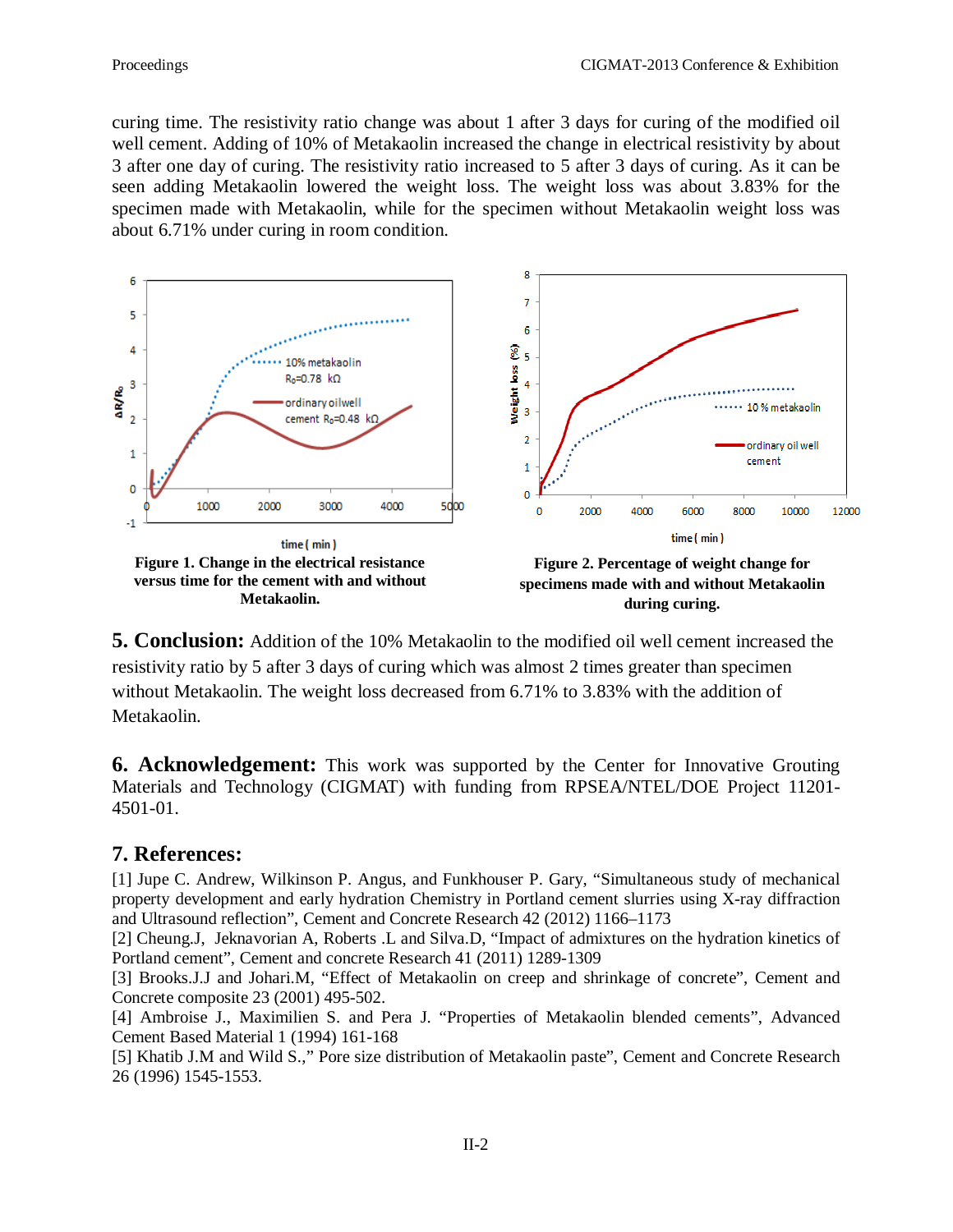curing time. The resistivity ratio change was about 1 after 3 days for curing of the modified oil well cement. Adding of 10% of Metakaolin increased the change in electrical resistivity by about 3 after one day of curing. The resistivity ratio increased to 5 after 3 days of curing. As it can be seen adding Metakaolin lowered the weight loss. The weight loss was about 3.83% for the specimen made with Metakaolin, while for the specimen without Metakaolin weight loss was about 6.71% under curing in room condition.

ΔR/R₀

10% metakaolin
$R_0$=0.78 kΩ

ordinary oilwell
cement $R_0$=0.48 kΩ

time ( min )

**Figure 1. Change in the electrical resistance versus time for the cement with and without Metakaolin.**

Weight loss (%)

10 % metakaolin

ordinary oil well
cement

time ( min )

**Figure 2. Percentage of weight change for specimens made with and without Metakaolin during curing.**

## 5. Conclusion:

Addition of the 10% Metakaolin to the modified oil well cement increased the resistivity ratio by 5 after 3 days of curing which was almost 2 times greater than specimen without Metakaolin. The weight loss decreased from 6.71% to 3.83% with the addition of Metakaolin.

## 6. Acknowledgement:

This work was supported by the Center for Innovative Grouting Materials and Technology (CIGMAT) with funding from RPSEA/NTEL/DOE Project 11201-4501-01.

## 7. References:

[1] Jupe C. Andrew, Wilkinson P. Angus, and Funkhouser P. Gary, "Simultaneous study of mechanical property development and early hydration Chemistry in Portland cement slurries using X-ray diffraction and Ultrasound reflection", Cement and Concrete Research 42 (2012) 1166–1173

[2] Cheung.J, Jeknavorian A, Roberts .L and Silva.D, "Impact of admixtures on the hydration kinetics of Portland cement", Cement and concrete Research 41 (2011) 1289-1309

[3] Brooks.J.J and Johari.M, "Effect of Metakaolin on creep and shrinkage of concrete", Cement and Concrete composite 23 (2001) 495-502.

[4] Ambroise J., Maximilien S. and Pera J. "Properties of Metakaolin blended cements", Advanced Cement Based Material 1 (1994) 161-168

[5] Khatib J.M and Wild S.," Pore size distribution of Metakaolin paste", Cement and Concrete Research 26 (1996) 1545-1553.